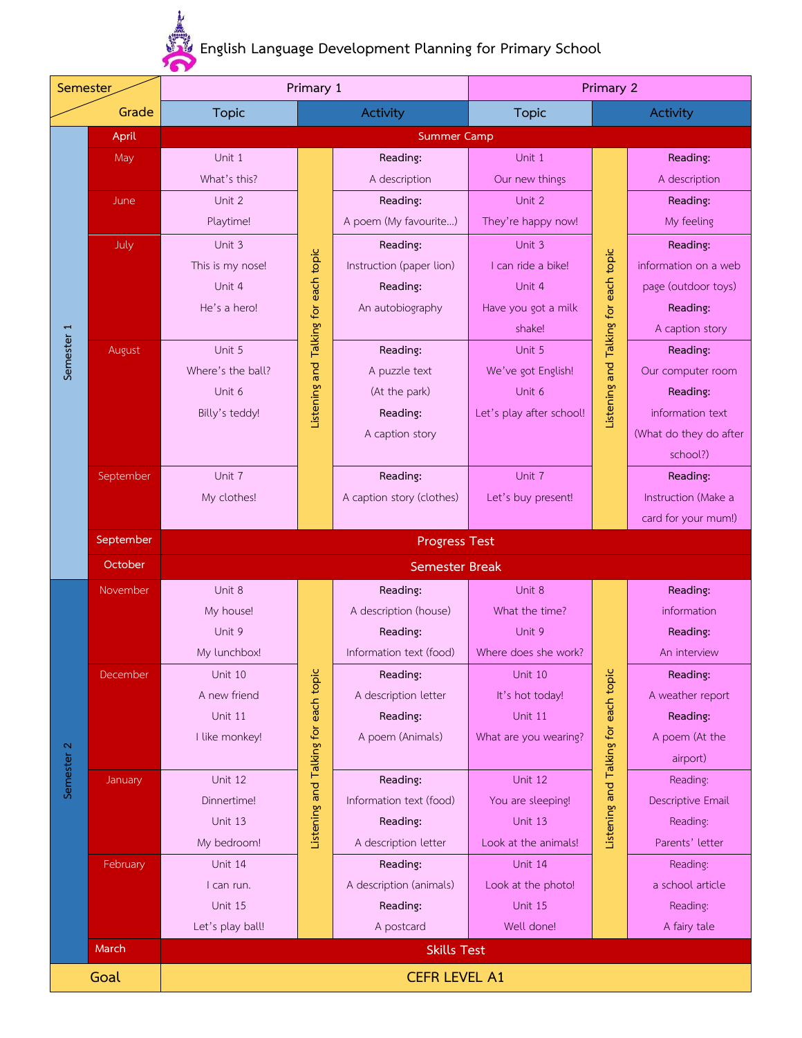# English Language Development Planning for Primary School

| Semester | Grade | Primary 1 Topic | Primary 1 Activity | | Primary 2 Topic | Primary 2 Activity | |
|---|---|---|---|---|---|---|---|
| | April | Summer Camp | | | | | |
| Semester 1 | May | Unit 1 What's this? | Listening and Talking for each topic | Reading: A description | Unit 1 Our new things | Listening and Talking for each topic | Reading: A description |
| | June | Unit 2 Playtime! | | Reading: A poem (My favourite…) | Unit 2 They're happy now! | | Reading: My feeling |
| | July | Unit 3 This is my nose! Unit 4 He's a hero! | | Reading: Instruction (paper lion) Reading: An autobiography | Unit 3 I can ride a bike! Unit 4 Have you got a milk shake! | | Reading: information on a web page (outdoor toys) Reading: A caption story |
| | August | Unit 5 Where's the ball? Unit 6 Billy's teddy! | | Reading: A puzzle text (At the park) Reading: A caption story | Unit 5 We've got English! Unit 6 Let's play after school! | | Reading: Our computer room Reading: information text (What do they do after school?) |
| | September | Unit 7 My clothes! | | Reading: A caption story (clothes) | Unit 7 Let's buy present! | | Reading: Instruction (Make a card for your mum!) |
| | September | Progress Test | | | | | |
| | October | Semester Break | | | | | |
| Semester 2 | November | Unit 8 My house! Unit 9 My lunchbox! | Listening and Talking for each topic | Reading: A description (house) Reading: Information text (food) | Unit 8 What the time? Unit 9 Where does she work? | Listening and Talking for each topic | Reading: information Reading: An interview |
| | December | Unit 10 A new friend Unit 11 I like monkey! | | Reading: A description letter Reading: A poem (Animals) | Unit 10 It's hot today! Unit 11 What are you wearing? | | Reading: A weather report Reading: A poem (At the airport) |
| | January | Unit 12 Dinnertime! Unit 13 My bedroom! | | Reading: Information text (food) Reading: A description letter | Unit 12 You are sleeping! Unit 13 Look at the animals! | | Reading: Descriptive Email Reading: Parents' letter |
| | February | Unit 14 I can run. Unit 15 Let's play ball! | | Reading: A description (animals) Reading: A postcard | Unit 14 Look at the photo! Unit 15 Well done! | | Reading: a school article Reading: A fairy tale |
| | March | Skills Test | | | | | |
| Goal | | CEFR LEVEL A1 | | | | | |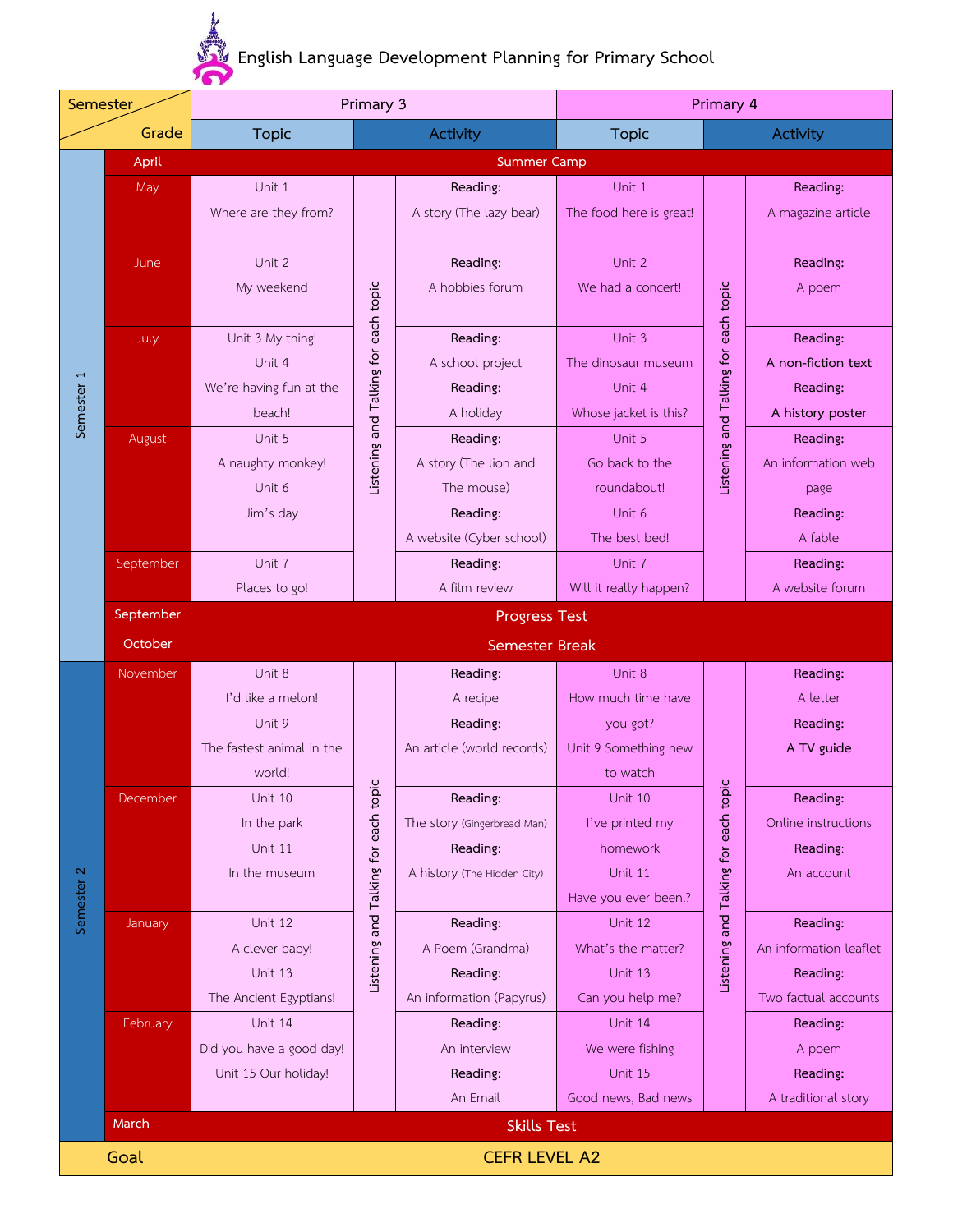# English Language Development Planning for Primary School

| Semester / Grade | | Primary 3 Topic | | Primary 3 Activity | Primary 4 Topic | | Primary 4 Activity |
|---|---|---|---|---|---|---|---|
| | April | Summer Camp | | | | | |
| Semester 1 | May | Unit 1 Where are they from? | Listening and Talking for each topic | **Reading:** A story (The lazy bear) | Unit 1 The food here is great! | Listening and Talking for each topic | **Reading:** A magazine article |
| | June | Unit 2 My weekend | | **Reading:** A hobbies forum | Unit 2 We had a concert! | | **Reading:** A poem |
| | July | Unit 3 My thing! Unit 4 We're having fun at the beach! | | **Reading:** A school project **Reading:** A holiday | Unit 3 The dinosaur museum Unit 4 Whose jacket is this? | | **Reading:** **A non-fiction text** **Reading:** **A history poster** |
| | August | Unit 5 A naughty monkey! Unit 6 Jim's day | | **Reading:** A story (The lion and The mouse) **Reading:** A website (Cyber school) | Unit 5 Go back to the roundabout! Unit 6 The best bed! | | **Reading:** An information web page **Reading:** A fable |
| | September | Unit 7 Places to go! | | **Reading:** A film review | Unit 7 Will it really happen? | | **Reading:** A website forum |
| | September | Progress Test | | | | | |
| | October | Semester Break | | | | | |
| Semester 2 | November | Unit 8 I'd like a melon! Unit 9 The fastest animal in the world! | Listening and Talking for each topic | **Reading:** A recipe **Reading:** An article (world records) | Unit 8 How much time have you got? Unit 9 Something new to watch | Listening and Talking for each topic | **Reading:** A letter **Reading:** **A TV guide** |
| | December | Unit 10 In the park Unit 11 In the museum | | **Reading:** The story (Gingerbread Man) **Reading:** A history (The Hidden City) | Unit 10 I've printed my homework Unit 11 Have you ever been.? | | **Reading:** Online instructions **Reading:** An account |
| | January | Unit 12 A clever baby! Unit 13 The Ancient Egyptians! | | **Reading:** A Poem (Grandma) **Reading:** An information (Papyrus) | Unit 12 What's the matter? Unit 13 Can you help me? | | **Reading:** An information leaflet **Reading:** Two factual accounts |
| | February | Unit 14 Did you have a good day! Unit 15 Our holiday! | | **Reading:** An interview **Reading:** An Email | Unit 14 We were fishing Unit 15 Good news, Bad news | | **Reading:** A poem **Reading:** A traditional story |
| | March | Skills Test | | | | | |
| Goal | | CEFR LEVEL A2 | | | | | |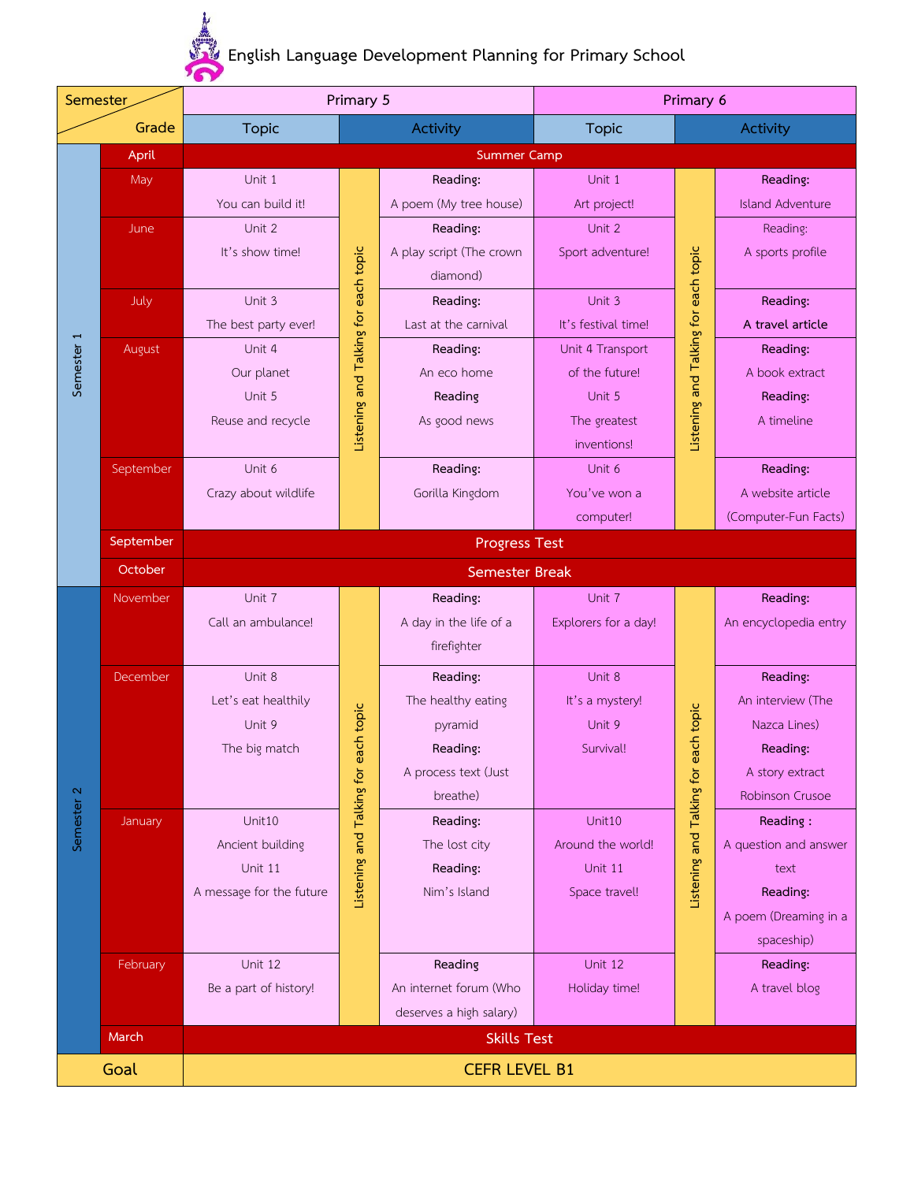# English Language Development Planning for Primary School

| Semester / Grade | | Primary 5 Topic | Primary 5 Activity | | Primary 6 Topic | Primary 6 Activity | |
|---|---|---|---|---|---|---|---|
| | April | Summer Camp | | | | | |
| Semester 1 | May | Unit 1 You can build it! | Listening and Talking for each topic | **Reading:** A poem (My tree house) | Unit 1 Art project! | Listening and Talking for each topic | **Reading:** Island Adventure |
| | June | Unit 2 It's show time! | | **Reading:** A play script (The crown diamond) | Unit 2 Sport adventure! | | Reading: A sports profile |
| | July | Unit 3 The best party ever! | | **Reading:** Last at the carnival | Unit 3 It's festival time! | | **Reading:** **A travel article** |
| | August | Unit 4 Our planet Unit 5 Reuse and recycle | | **Reading:** An eco home **Reading** As good news | Unit 4 Transport of the future! Unit 5 The greatest inventions! | | **Reading:** A book extract **Reading:** A timeline |
| | September | Unit 6 Crazy about wildlife | | **Reading:** Gorilla Kingdom | Unit 6 You've won a computer! | | **Reading:** A website article (Computer-Fun Facts) |
| | September | Progress Test | | | | | |
| | October | Semester Break | | | | | |
| Semester 2 | November | Unit 7 Call an ambulance! | Listening and Talking for each topic | **Reading:** A day in the life of a firefighter | Unit 7 Explorers for a day! | Listening and Talking for each topic | **Reading:** An encyclopedia entry |
| | December | Unit 8 Let's eat healthily Unit 9 The big match | | **Reading:** The healthy eating pyramid **Reading:** A process text (Just breathe) | Unit 8 It's a mystery! Unit 9 Survival! | | **Reading:** An interview (The Nazca Lines) **Reading:** A story extract Robinson Crusoe |
| | January | Unit10 Ancient building Unit 11 A message for the future | | **Reading:** The lost city **Reading:** Nim's Island | Unit10 Around the world! Unit 11 Space travel! | | **Reading :** A question and answer text **Reading:** A poem (Dreaming in a spaceship) |
| | February | Unit 12 Be a part of history! | | **Reading** An internet forum (Who deserves a high salary) | Unit 12 Holiday time! | | **Reading:** A travel blog |
| | March | Skills Test | | | | | |
| Goal | | CEFR LEVEL B1 | | | | | |